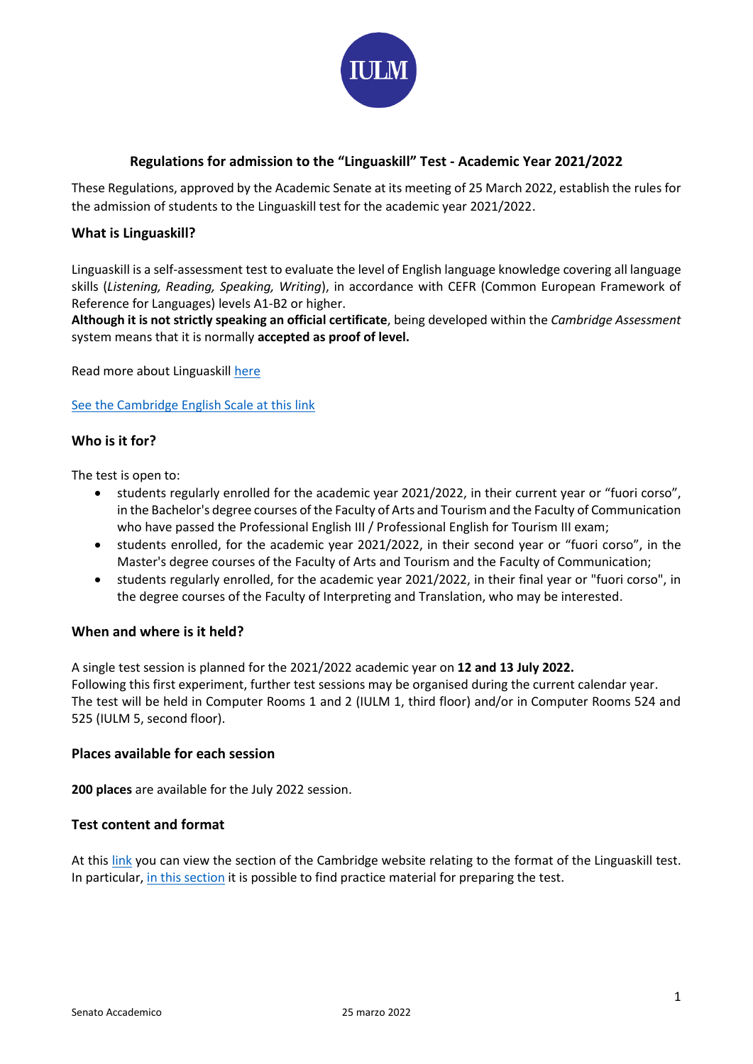# Regulations for admission to the "Linguaskill" Test - Academic Year 2021/2022

These Regulations, approved by the Academic Senate at its meeting of 25 March 2022, establish the rules for the admission of students to the Linguaskill test for the academic year 2021/2022.

## What is Linguaskill?

Linguaskill is a self-assessment test to evaluate the level of English language knowledge covering all language skills (*Listening, Reading, Speaking, Writing*), in accordance with CEFR (Common European Framework of Reference for Languages) levels A1-B2 or higher.
**Although it is not strictly speaking an official certificate**, being developed within the *Cambridge Assessment* system means that it is normally **accepted as proof of level.**

Read more about Linguaskill here

See the Cambridge English Scale at this link

## Who is it for?

The test is open to:

- students regularly enrolled for the academic year 2021/2022, in their current year or "fuori corso", in the Bachelor's degree courses of the Faculty of Arts and Tourism and the Faculty of Communication who have passed the Professional English III / Professional English for Tourism III exam;
- students enrolled, for the academic year 2021/2022, in their second year or "fuori corso", in the Master's degree courses of the Faculty of Arts and Tourism and the Faculty of Communication;
- students regularly enrolled, for the academic year 2021/2022, in their final year or "fuori corso", in the degree courses of the Faculty of Interpreting and Translation, who may be interested.

## When and where is it held?

A single test session is planned for the 2021/2022 academic year on **12 and 13 July 2022.**
Following this first experiment, further test sessions may be organised during the current calendar year.
The test will be held in Computer Rooms 1 and 2 (IULM 1, third floor) and/or in Computer Rooms 524 and 525 (IULM 5, second floor).

## Places available for each session

**200 places** are available for the July 2022 session.

## Test content and format

At this link you can view the section of the Cambridge website relating to the format of the Linguaskill test. In particular, in this section it is possible to find practice material for preparing the test.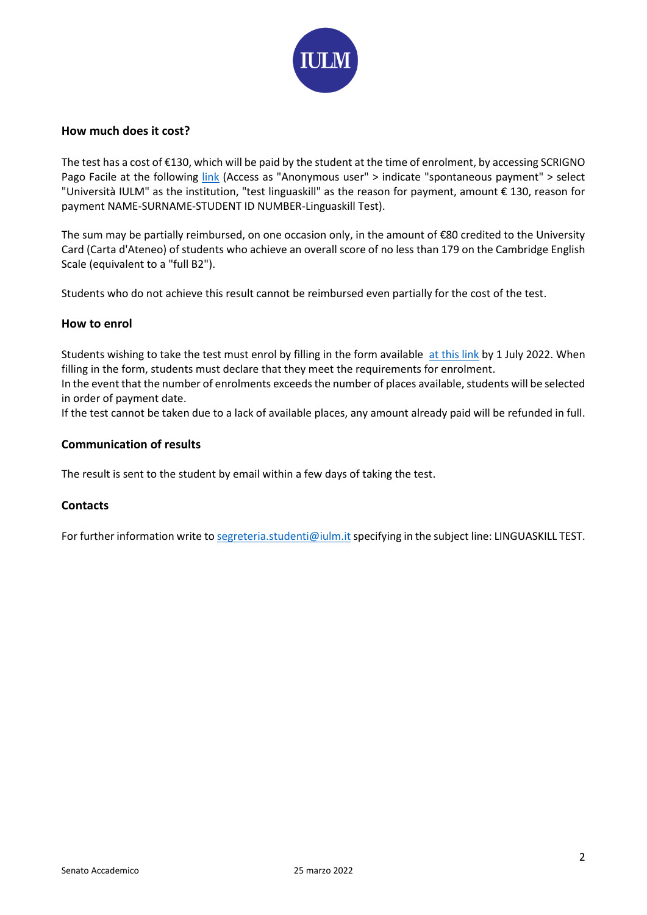## How much does it cost?

The test has a cost of €130, which will be paid by the student at the time of enrolment, by accessing SCRIGNO Pago Facile at the following link (Access as "Anonymous user" > indicate "spontaneous payment" > select "Università IULM" as the institution, "test linguaskill" as the reason for payment, amount € 130, reason for payment NAME-SURNAME-STUDENT ID NUMBER-Linguaskill Test).

The sum may be partially reimbursed, on one occasion only, in the amount of €80 credited to the University Card (Carta d'Ateneo) of students who achieve an overall score of no less than 179 on the Cambridge English Scale (equivalent to a "full B2").

Students who do not achieve this result cannot be reimbursed even partially for the cost of the test.

## How to enrol

Students wishing to take the test must enrol by filling in the form available at this link by 1 July 2022. When filling in the form, students must declare that they meet the requirements for enrolment.
In the event that the number of enrolments exceeds the number of places available, students will be selected in order of payment date.
If the test cannot be taken due to a lack of available places, any amount already paid will be refunded in full.

## Communication of results

The result is sent to the student by email within a few days of taking the test.

## Contacts

For further information write to segreteria.studenti@iulm.it specifying in the subject line: LINGUASKILL TEST.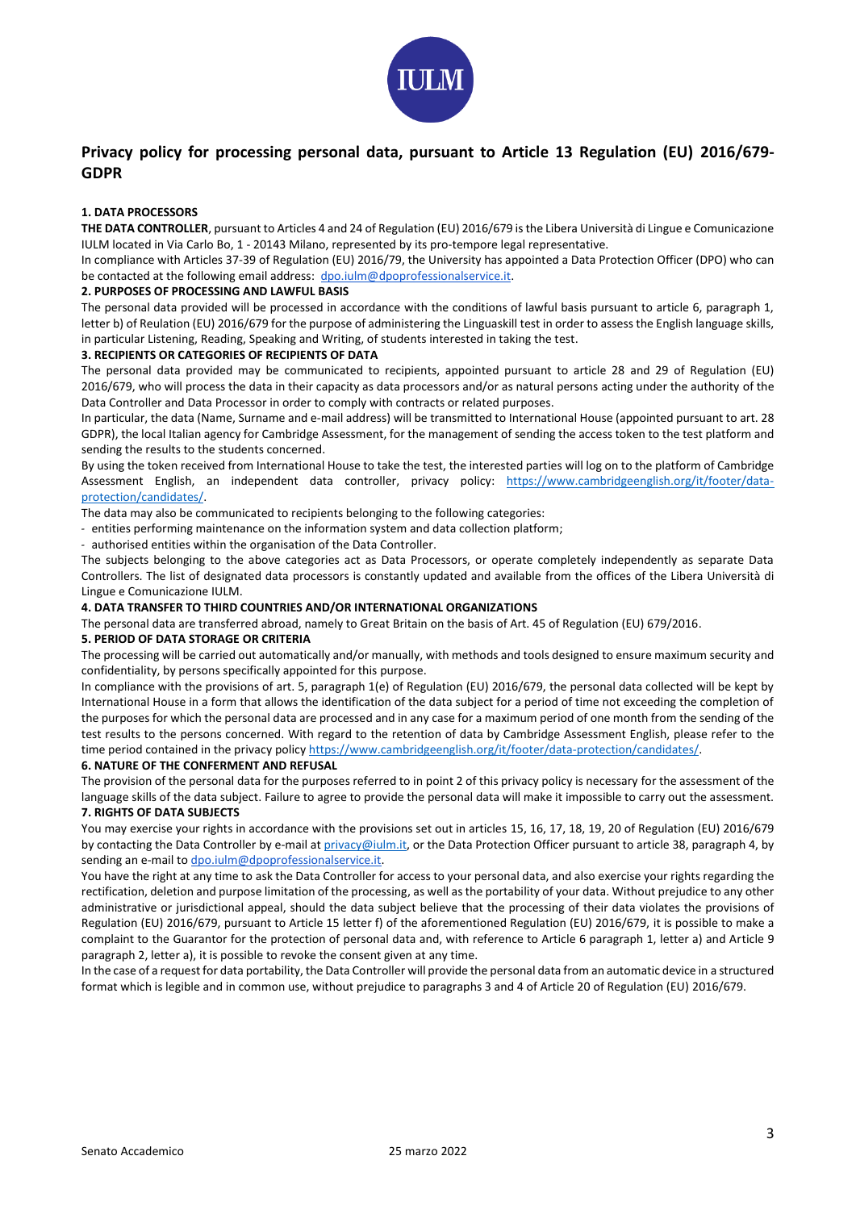## Privacy policy for processing personal data, pursuant to Article 13 Regulation (EU) 2016/679-GDPR

**1. DATA PROCESSORS**

**THE DATA CONTROLLER**, pursuant to Articles 4 and 24 of Regulation (EU) 2016/679 is the Libera Università di Lingue e Comunicazione IULM located in Via Carlo Bo, 1 - 20143 Milano, represented by its pro-tempore legal representative.

In compliance with Articles 37-39 of Regulation (EU) 2016/79, the University has appointed a Data Protection Officer (DPO) who can be contacted at the following email address: dpo.iulm@dpoprofessionalservice.it.

**2. PURPOSES OF PROCESSING AND LAWFUL BASIS**

The personal data provided will be processed in accordance with the conditions of lawful basis pursuant to article 6, paragraph 1, letter b) of Reulation (EU) 2016/679 for the purpose of administering the Linguaskill test in order to assess the English language skills, in particular Listening, Reading, Speaking and Writing, of students interested in taking the test.

**3. RECIPIENTS OR CATEGORIES OF RECIPIENTS OF DATA**

The personal data provided may be communicated to recipients, appointed pursuant to article 28 and 29 of Regulation (EU) 2016/679, who will process the data in their capacity as data processors and/or as natural persons acting under the authority of the Data Controller and Data Processor in order to comply with contracts or related purposes.

In particular, the data (Name, Surname and e-mail address) will be transmitted to International House (appointed pursuant to art. 28 GDPR), the local Italian agency for Cambridge Assessment, for the management of sending the access token to the test platform and sending the results to the students concerned.

By using the token received from International House to take the test, the interested parties will log on to the platform of Cambridge Assessment English, an independent data controller, privacy policy: https://www.cambridgeenglish.org/it/footer/data-protection/candidates/.

The data may also be communicated to recipients belonging to the following categories:

- entities performing maintenance on the information system and data collection platform;
- authorised entities within the organisation of the Data Controller.

The subjects belonging to the above categories act as Data Processors, or operate completely independently as separate Data Controllers. The list of designated data processors is constantly updated and available from the offices of the Libera Università di Lingue e Comunicazione IULM.

**4. DATA TRANSFER TO THIRD COUNTRIES AND/OR INTERNATIONAL ORGANIZATIONS**

The personal data are transferred abroad, namely to Great Britain on the basis of Art. 45 of Regulation (EU) 679/2016.

**5. PERIOD OF DATA STORAGE OR CRITERIA**

The processing will be carried out automatically and/or manually, with methods and tools designed to ensure maximum security and confidentiality, by persons specifically appointed for this purpose.

In compliance with the provisions of art. 5, paragraph 1(e) of Regulation (EU) 2016/679, the personal data collected will be kept by International House in a form that allows the identification of the data subject for a period of time not exceeding the completion of the purposes for which the personal data are processed and in any case for a maximum period of one month from the sending of the test results to the persons concerned. With regard to the retention of data by Cambridge Assessment English, please refer to the time period contained in the privacy policy https://www.cambridgeenglish.org/it/footer/data-protection/candidates/.

**6. NATURE OF THE CONFERMENT AND REFUSAL**

The provision of the personal data for the purposes referred to in point 2 of this privacy policy is necessary for the assessment of the language skills of the data subject. Failure to agree to provide the personal data will make it impossible to carry out the assessment.

**7. RIGHTS OF DATA SUBJECTS**

You may exercise your rights in accordance with the provisions set out in articles 15, 16, 17, 18, 19, 20 of Regulation (EU) 2016/679 by contacting the Data Controller by e-mail at privacy@iulm.it, or the Data Protection Officer pursuant to article 38, paragraph 4, by sending an e-mail to dpo.iulm@dpoprofessionalservice.it.

You have the right at any time to ask the Data Controller for access to your personal data, and also exercise your rights regarding the rectification, deletion and purpose limitation of the processing, as well as the portability of your data. Without prejudice to any other administrative or jurisdictional appeal, should the data subject believe that the processing of their data violates the provisions of Regulation (EU) 2016/679, pursuant to Article 15 letter f) of the aforementioned Regulation (EU) 2016/679, it is possible to make a complaint to the Guarantor for the protection of personal data and, with reference to Article 6 paragraph 1, letter a) and Article 9 paragraph 2, letter a), it is possible to revoke the consent given at any time.

In the case of a request for data portability, the Data Controller will provide the personal data from an automatic device in a structured format which is legible and in common use, without prejudice to paragraphs 3 and 4 of Article 20 of Regulation (EU) 2016/679.